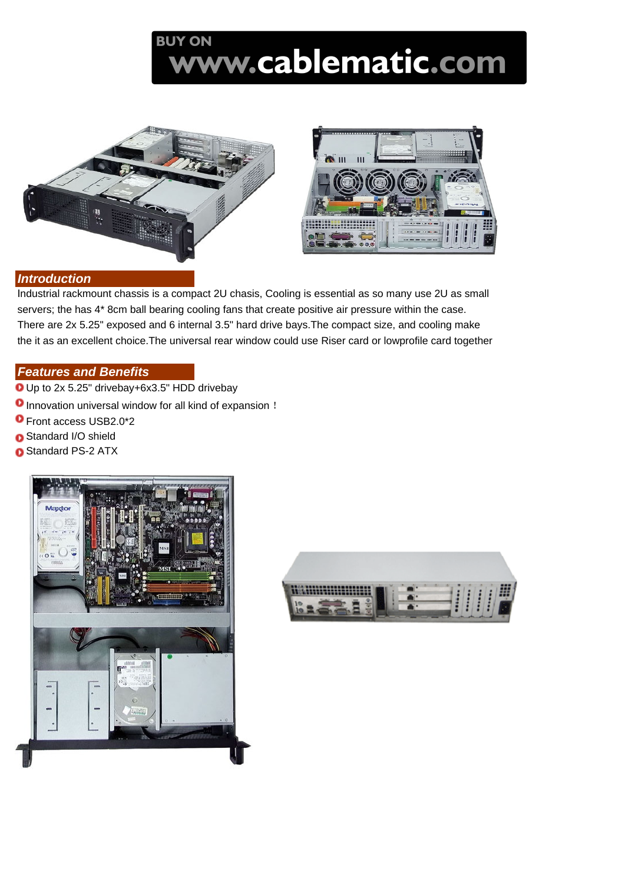BUY ON
www.cablematic.com

## Introduction

Industrial rackmount chassis is a compact 2U chassis, Cooling is essential as so many use 2U as small servers; the has 4* 8cm ball bearing cooling fans that create positive air pressure within the case. There are 2x 5.25" exposed and 6 internal 3.5" hard drive bays.The compact size, and cooling make the it as an excellent choice.The universal rear window could use Riser card or lowprofile card together

## Features and Benefits

- Up to 2x 5.25" drivebay+6x3.5" HDD drivebay
- Innovation universal window for all kind of expansion！
- Front access USB2.0*2
- Standard I/O shield
- Standard PS-2 ATX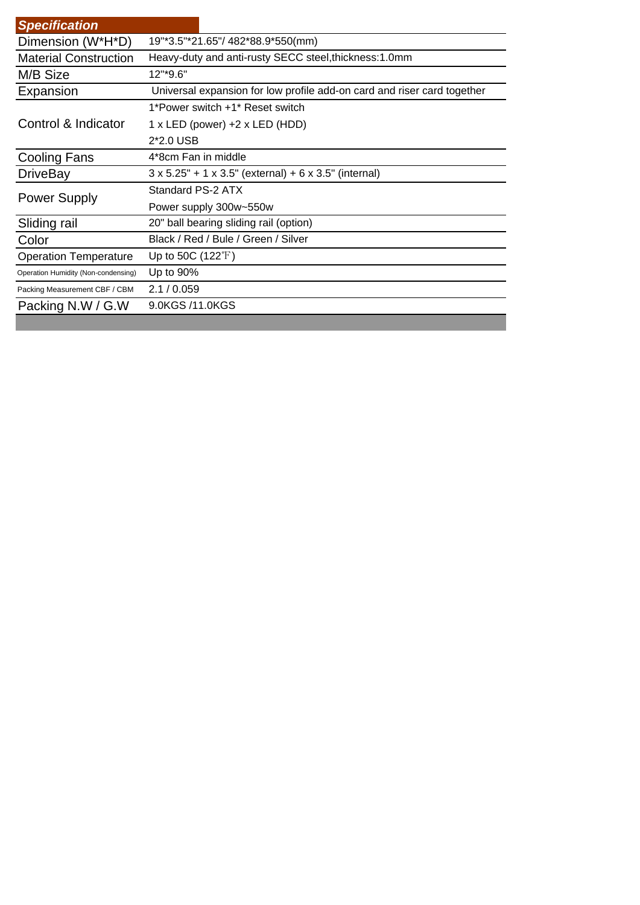| Specification | |
|---|---|
| Dimension (W*H*D) | 19"*3.5"*21.65"/ 482*88.9*550(mm) |
| Material Construction | Heavy-duty and anti-rusty SECC steel,thickness:1.0mm |
| M/B Size | 12"*9.6" |
| Expansion | Universal expansion for low profile add-on card and riser card together |
| Control & Indicator | 1*Power switch +1* Reset switch<br>1 x LED (power) +2 x LED (HDD)<br>2*2.0 USB |
| Cooling Fans | 4*8cm Fan in middle |
| DriveBay | 3 x 5.25" + 1 x 3.5" (external) + 6 x 3.5" (internal) |
| Power Supply | Standard PS-2 ATX<br>Power supply 300w~550w |
| Sliding rail | 20" ball bearing sliding rail (option) |
| Color | Black / Red / Bule / Green / Silver |
| Operation Temperature | Up to 50C (122℉) |
| Operation Humidity (Non-condensing) | Up to 90% |
| Packing Measurement CBF / CBM | 2.1 / 0.059 |
| Packing N.W / G.W | 9.0KGS /11.0KGS |